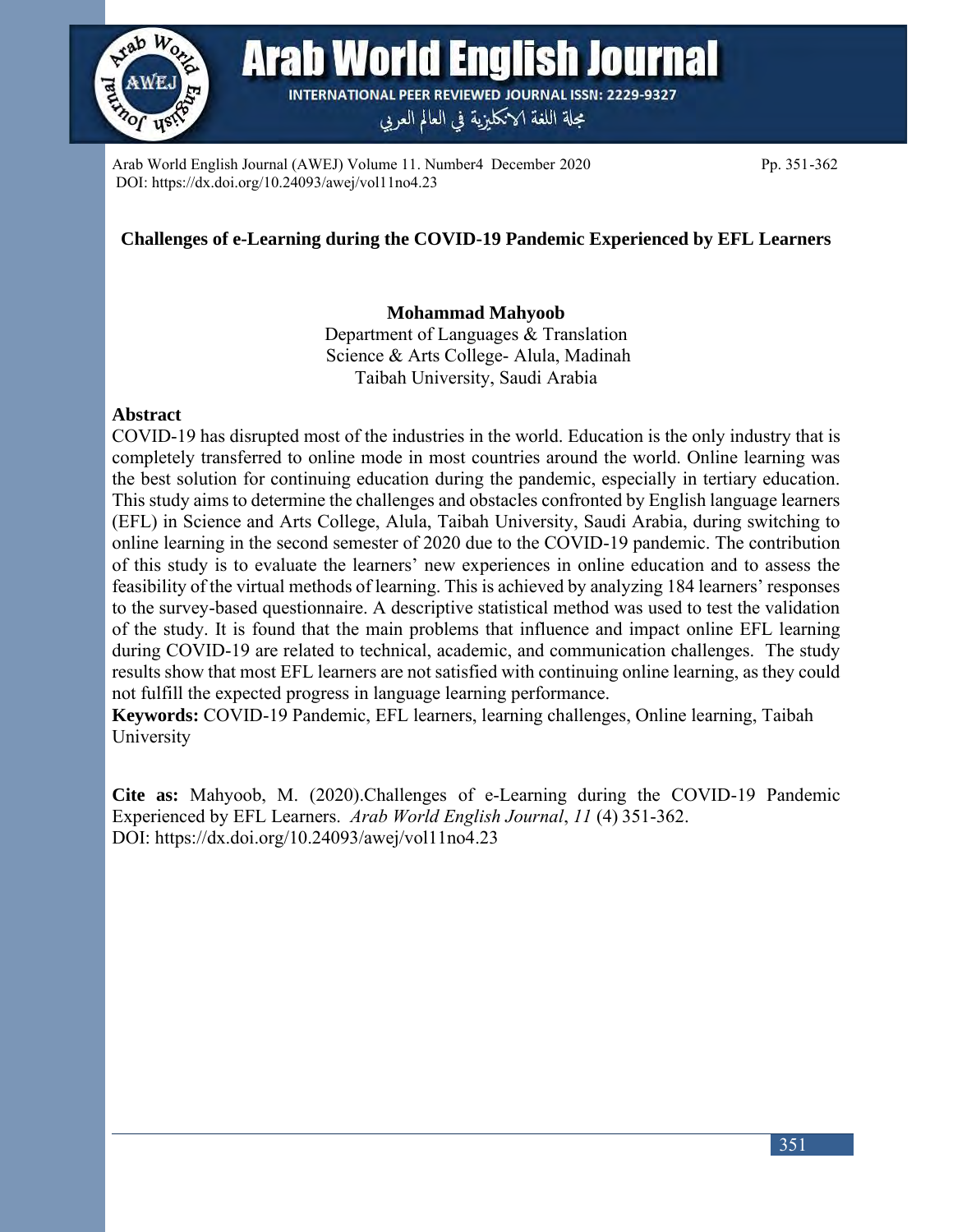# Challenges of e-Learning during the COVID-19 Pandemic Experienced by EFL Learners

**Mohammad Mahyoob**

Department of Languages & Translation
Science & Arts College- Alula, Madinah
Taibah University, Saudi Arabia

## Abstract

COVID-19 has disrupted most of the industries in the world. Education is the only industry that is completely transferred to online mode in most countries around the world. Online learning was the best solution for continuing education during the pandemic, especially in tertiary education. This study aims to determine the challenges and obstacles confronted by English language learners (EFL) in Science and Arts College, Alula, Taibah University, Saudi Arabia, during switching to online learning in the second semester of 2020 due to the COVID-19 pandemic. The contribution of this study is to evaluate the learners' new experiences in online education and to assess the feasibility of the virtual methods of learning. This is achieved by analyzing 184 learners' responses to the survey-based questionnaire. A descriptive statistical method was used to test the validation of the study. It is found that the main problems that influence and impact online EFL learning during COVID-19 are related to technical, academic, and communication challenges. The study results show that most EFL learners are not satisfied with continuing online learning, as they could not fulfill the expected progress in language learning performance.

**Keywords:** COVID-19 Pandemic, EFL learners, learning challenges, Online learning, Taibah University

**Cite as:** Mahyoob, M. (2020).Challenges of e-Learning during the COVID-19 Pandemic Experienced by EFL Learners. *Arab World English Journal*, *11* (4) 351-362.
DOI: https://dx.doi.org/10.24093/awej/vol11no4.23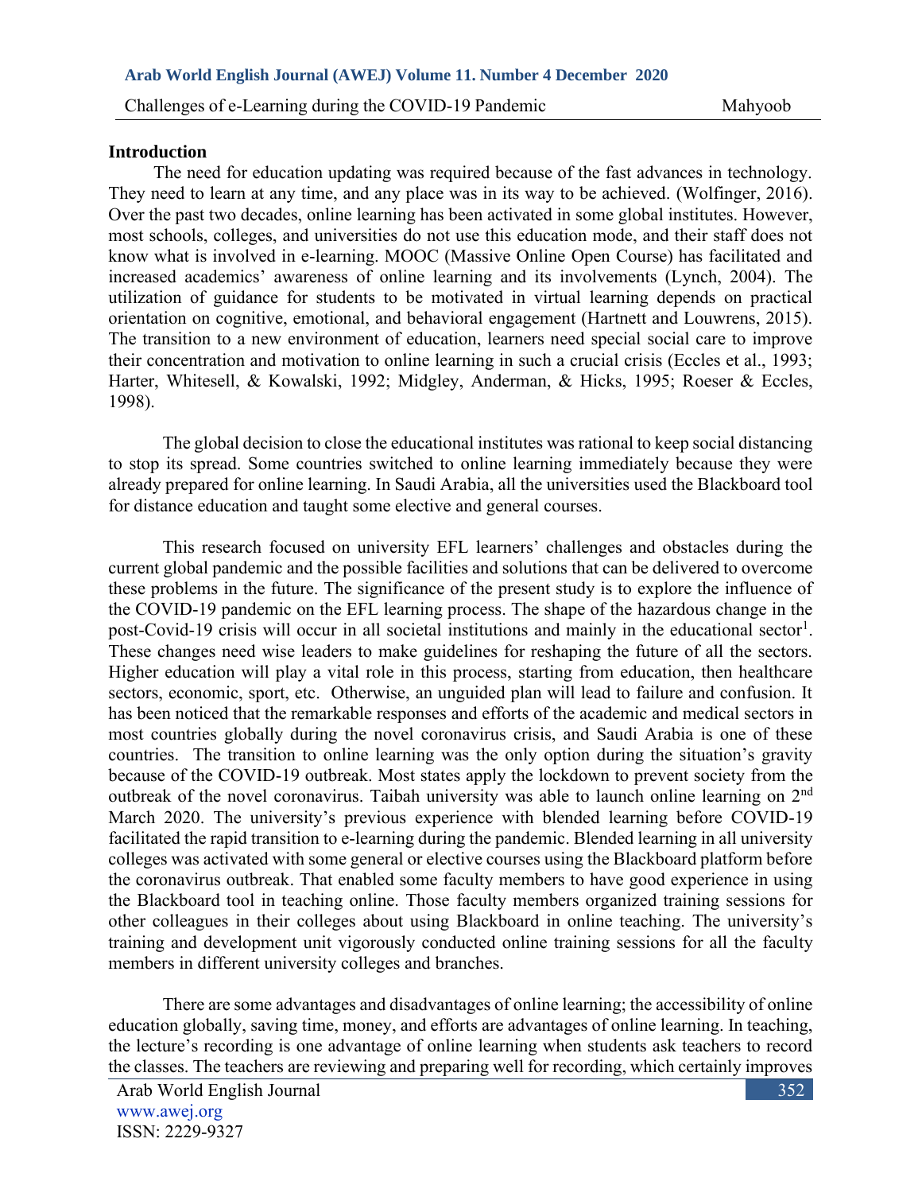## Introduction

The need for education updating was required because of the fast advances in technology. They need to learn at any time, and any place was in its way to be achieved. (Wolfinger, 2016). Over the past two decades, online learning has been activated in some global institutes. However, most schools, colleges, and universities do not use this education mode, and their staff does not know what is involved in e-learning. MOOC (Massive Online Open Course) has facilitated and increased academics' awareness of online learning and its involvements (Lynch, 2004). The utilization of guidance for students to be motivated in virtual learning depends on practical orientation on cognitive, emotional, and behavioral engagement (Hartnett and Louwrens, 2015). The transition to a new environment of education, learners need special social care to improve their concentration and motivation to online learning in such a crucial crisis (Eccles et al., 1993; Harter, Whitesell, & Kowalski, 1992; Midgley, Anderman, & Hicks, 1995; Roeser & Eccles, 1998).

The global decision to close the educational institutes was rational to keep social distancing to stop its spread. Some countries switched to online learning immediately because they were already prepared for online learning. In Saudi Arabia, all the universities used the Blackboard tool for distance education and taught some elective and general courses.

This research focused on university EFL learners' challenges and obstacles during the current global pandemic and the possible facilities and solutions that can be delivered to overcome these problems in the future. The significance of the present study is to explore the influence of the COVID-19 pandemic on the EFL learning process. The shape of the hazardous change in the post-Covid-19 crisis will occur in all societal institutions and mainly in the educational sector[1]. These changes need wise leaders to make guidelines for reshaping the future of all the sectors. Higher education will play a vital role in this process, starting from education, then healthcare sectors, economic, sport, etc. Otherwise, an unguided plan will lead to failure and confusion. It has been noticed that the remarkable responses and efforts of the academic and medical sectors in most countries globally during the novel coronavirus crisis, and Saudi Arabia is one of these countries. The transition to online learning was the only option during the situation's gravity because of the COVID-19 outbreak. Most states apply the lockdown to prevent society from the outbreak of the novel coronavirus. Taibah university was able to launch online learning on 2nd March 2020. The university's previous experience with blended learning before COVID-19 facilitated the rapid transition to e-learning during the pandemic. Blended learning in all university colleges was activated with some general or elective courses using the Blackboard platform before the coronavirus outbreak. That enabled some faculty members to have good experience in using the Blackboard tool in teaching online. Those faculty members organized training sessions for other colleagues in their colleges about using Blackboard in online teaching. The university's training and development unit vigorously conducted online training sessions for all the faculty members in different university colleges and branches.

There are some advantages and disadvantages of online learning; the accessibility of online education globally, saving time, money, and efforts are advantages of online learning. In teaching, the lecture's recording is one advantage of online learning when students ask teachers to record the classes. The teachers are reviewing and preparing well for recording, which certainly improves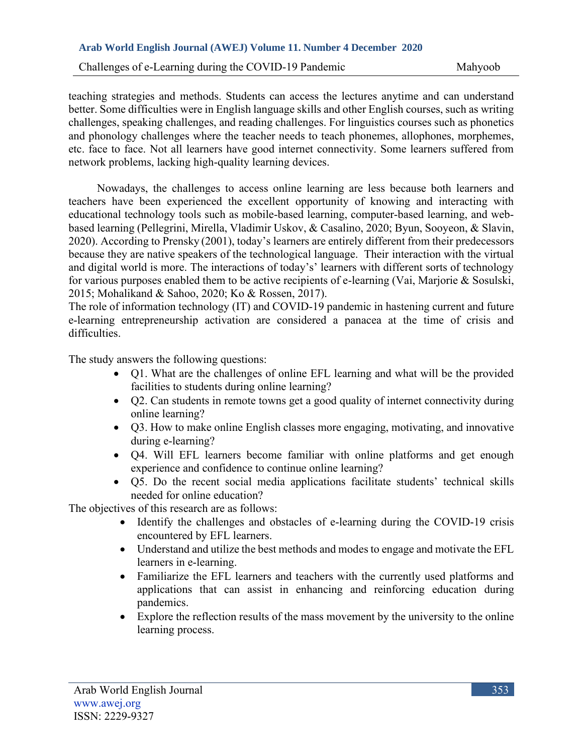teaching strategies and methods. Students can access the lectures anytime and can understand better. Some difficulties were in English language skills and other English courses, such as writing challenges, speaking challenges, and reading challenges. For linguistics courses such as phonetics and phonology challenges where the teacher needs to teach phonemes, allophones, morphemes, etc. face to face. Not all learners have good internet connectivity. Some learners suffered from network problems, lacking high-quality learning devices.

Nowadays, the challenges to access online learning are less because both learners and teachers have been experienced the excellent opportunity of knowing and interacting with educational technology tools such as mobile-based learning, computer-based learning, and web-based learning (Pellegrini, Mirella, Vladimir Uskov, & Casalino, 2020; Byun, Sooyeon, & Slavin, 2020). According to Prensky (2001), today's learners are entirely different from their predecessors because they are native speakers of the technological language. Their interaction with the virtual and digital world is more. The interactions of today's' learners with different sorts of technology for various purposes enabled them to be active recipients of e-learning (Vai, Marjorie & Sosulski, 2015; Mohalikand & Sahoo, 2020; Ko & Rossen, 2017).
The role of information technology (IT) and COVID-19 pandemic in hastening current and future e-learning entrepreneurship activation are considered a panacea at the time of crisis and difficulties.

The study answers the following questions:

- Q1. What are the challenges of online EFL learning and what will be the provided facilities to students during online learning?
- Q2. Can students in remote towns get a good quality of internet connectivity during online learning?
- Q3. How to make online English classes more engaging, motivating, and innovative during e-learning?
- Q4. Will EFL learners become familiar with online platforms and get enough experience and confidence to continue online learning?
- Q5. Do the recent social media applications facilitate students' technical skills needed for online education?

The objectives of this research are as follows:

- Identify the challenges and obstacles of e-learning during the COVID-19 crisis encountered by EFL learners.
- Understand and utilize the best methods and modes to engage and motivate the EFL learners in e-learning.
- Familiarize the EFL learners and teachers with the currently used platforms and applications that can assist in enhancing and reinforcing education during pandemics.
- Explore the reflection results of the mass movement by the university to the online learning process.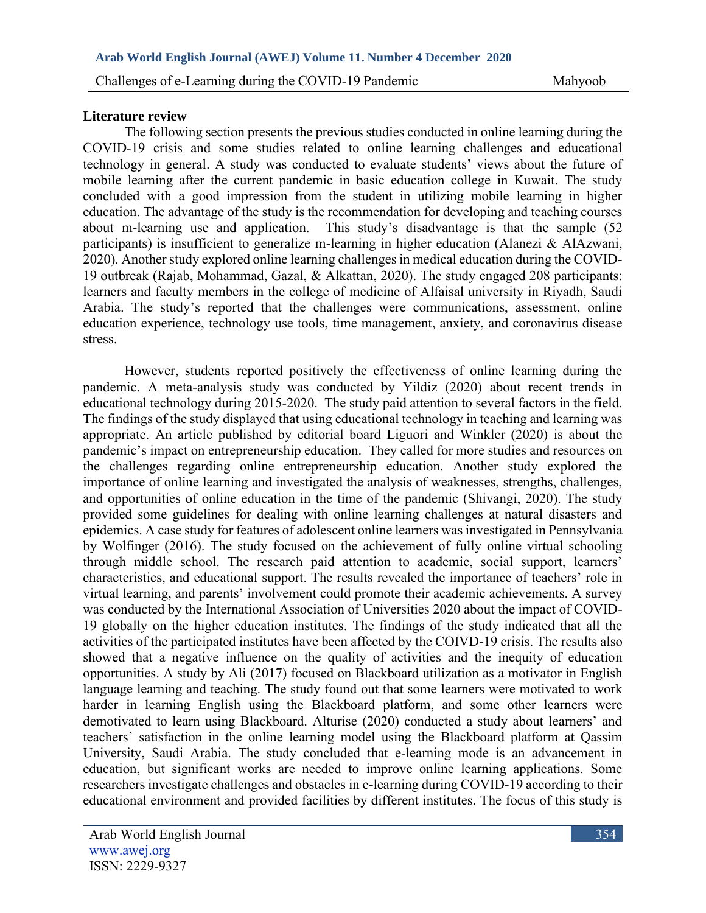**Literature review**

The following section presents the previous studies conducted in online learning during the COVID-19 crisis and some studies related to online learning challenges and educational technology in general. A study was conducted to evaluate students' views about the future of mobile learning after the current pandemic in basic education college in Kuwait. The study concluded with a good impression from the student in utilizing mobile learning in higher education. The advantage of the study is the recommendation for developing and teaching courses about m-learning use and application. This study's disadvantage is that the sample (52 participants) is insufficient to generalize m-learning in higher education (Alanezi & AlAzwani, 2020). Another study explored online learning challenges in medical education during the COVID-19 outbreak (Rajab, Mohammad, Gazal, & Alkattan, 2020). The study engaged 208 participants: learners and faculty members in the college of medicine of Alfaisal university in Riyadh, Saudi Arabia. The study's reported that the challenges were communications, assessment, online education experience, technology use tools, time management, anxiety, and coronavirus disease stress.

However, students reported positively the effectiveness of online learning during the pandemic. A meta-analysis study was conducted by Yildiz (2020) about recent trends in educational technology during 2015-2020. The study paid attention to several factors in the field. The findings of the study displayed that using educational technology in teaching and learning was appropriate. An article published by editorial board Liguori and Winkler (2020) is about the pandemic's impact on entrepreneurship education. They called for more studies and resources on the challenges regarding online entrepreneurship education. Another study explored the importance of online learning and investigated the analysis of weaknesses, strengths, challenges, and opportunities of online education in the time of the pandemic (Shivangi, 2020). The study provided some guidelines for dealing with online learning challenges at natural disasters and epidemics. A case study for features of adolescent online learners was investigated in Pennsylvania by Wolfinger (2016). The study focused on the achievement of fully online virtual schooling through middle school. The research paid attention to academic, social support, learners' characteristics, and educational support. The results revealed the importance of teachers' role in virtual learning, and parents' involvement could promote their academic achievements. A survey was conducted by the International Association of Universities 2020 about the impact of COVID-19 globally on the higher education institutes. The findings of the study indicated that all the activities of the participated institutes have been affected by the COIVD-19 crisis. The results also showed that a negative influence on the quality of activities and the inequity of education opportunities. A study by Ali (2017) focused on Blackboard utilization as a motivator in English language learning and teaching. The study found out that some learners were motivated to work harder in learning English using the Blackboard platform, and some other learners were demotivated to learn using Blackboard. Alturise (2020) conducted a study about learners' and teachers' satisfaction in the online learning model using the Blackboard platform at Qassim University, Saudi Arabia. The study concluded that e-learning mode is an advancement in education, but significant works are needed to improve online learning applications. Some researchers investigate challenges and obstacles in e-learning during COVID-19 according to their educational environment and provided facilities by different institutes. The focus of this study is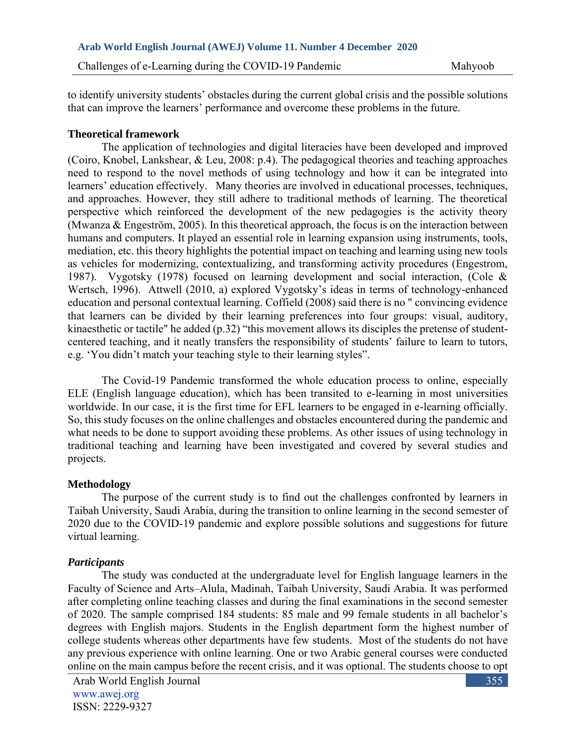to identify university students' obstacles during the current global crisis and the possible solutions that can improve the learners' performance and overcome these problems in the future.

## Theoretical framework

The application of technologies and digital literacies have been developed and improved (Coiro, Knobel, Lankshear, & Leu, 2008: p.4). The pedagogical theories and teaching approaches need to respond to the novel methods of using technology and how it can be integrated into learners' education effectively. Many theories are involved in educational processes, techniques, and approaches. However, they still adhere to traditional methods of learning. The theoretical perspective which reinforced the development of the new pedagogies is the activity theory (Mwanza & Engeström, 2005). In this theoretical approach, the focus is on the interaction between humans and computers. It played an essential role in learning expansion using instruments, tools, mediation, etc. this theory highlights the potential impact on teaching and learning using new tools as vehicles for modernizing, contextualizing, and transforming activity procedures (Engestrom, 1987). Vygotsky (1978) focused on learning development and social interaction, (Cole & Wertsch, 1996). Attwell (2010, a) explored Vygotsky's ideas in terms of technology-enhanced education and personal contextual learning. Coffield (2008) said there is no " convincing evidence that learners can be divided by their learning preferences into four groups: visual, auditory, kinaesthetic or tactile" he added (p.32) "this movement allows its disciples the pretense of student-centered teaching, and it neatly transfers the responsibility of students' failure to learn to tutors, e.g. 'You didn't match your teaching style to their learning styles".

The Covid-19 Pandemic transformed the whole education process to online, especially ELE (English language education), which has been transited to e-learning in most universities worldwide. In our case, it is the first time for EFL learners to be engaged in e-learning officially. So, this study focuses on the online challenges and obstacles encountered during the pandemic and what needs to be done to support avoiding these problems. As other issues of using technology in traditional teaching and learning have been investigated and covered by several studies and projects.

## Methodology

The purpose of the current study is to find out the challenges confronted by learners in Taibah University, Saudi Arabia, during the transition to online learning in the second semester of 2020 due to the COVID-19 pandemic and explore possible solutions and suggestions for future virtual learning.

### *Participants*

The study was conducted at the undergraduate level for English language learners in the Faculty of Science and Arts–Alula, Madinah, Taibah University, Saudi Arabia. It was performed after completing online teaching classes and during the final examinations in the second semester of 2020. The sample comprised 184 students: 85 male and 99 female students in all bachelor's degrees with English majors. Students in the English department form the highest number of college students whereas other departments have few students. Most of the students do not have any previous experience with online learning. One or two Arabic general courses were conducted online on the main campus before the recent crisis, and it was optional. The students choose to opt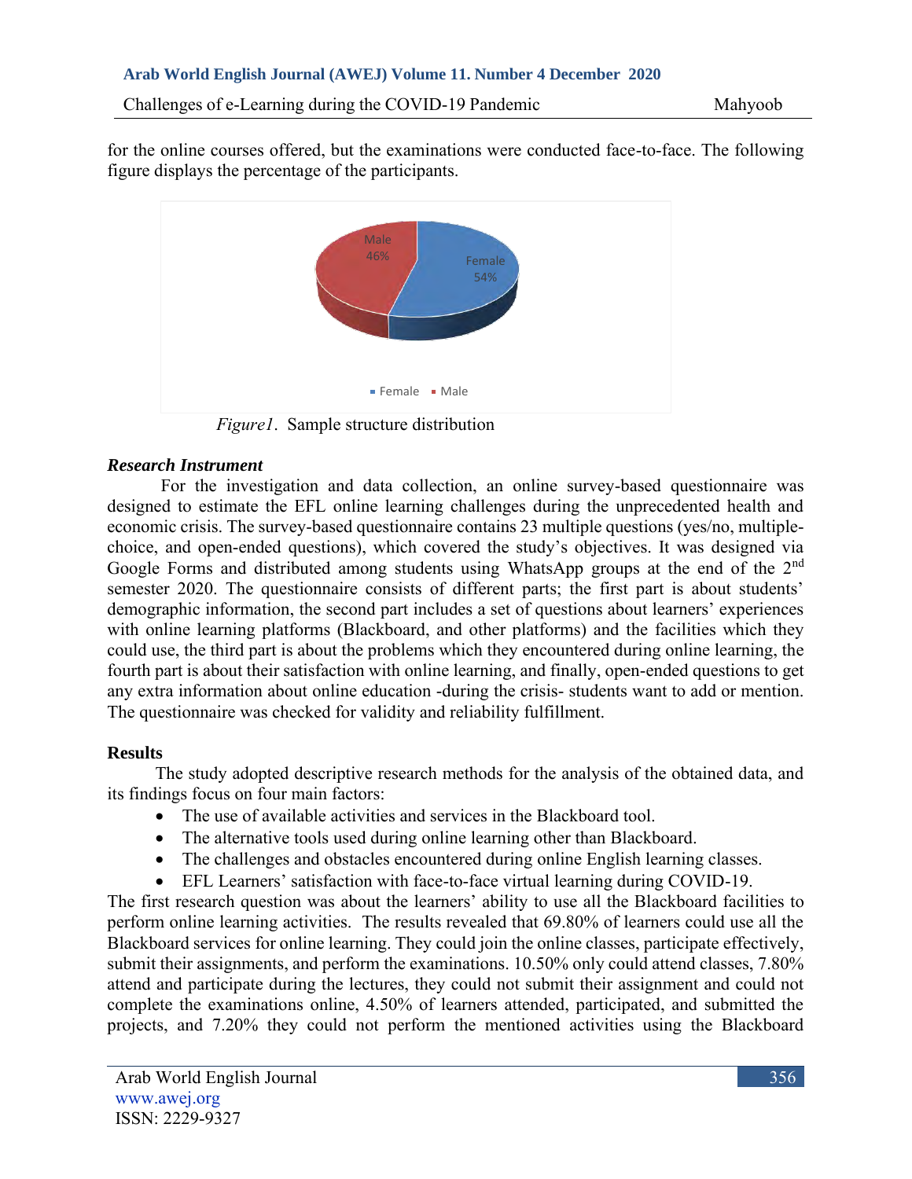for the online courses offered, but the examinations were conducted face-to-face. The following figure displays the percentage of the participants.

*Figure1*. Sample structure distribution

### *Research Instrument*

For the investigation and data collection, an online survey-based questionnaire was designed to estimate the EFL online learning challenges during the unprecedented health and economic crisis. The survey-based questionnaire contains 23 multiple questions (yes/no, multiple-choice, and open-ended questions), which covered the study's objectives. It was designed via Google Forms and distributed among students using WhatsApp groups at the end of the 2nd semester 2020. The questionnaire consists of different parts; the first part is about students' demographic information, the second part includes a set of questions about learners' experiences with online learning platforms (Blackboard, and other platforms) and the facilities which they could use, the third part is about the problems which they encountered during online learning, the fourth part is about their satisfaction with online learning, and finally, open-ended questions to get any extra information about online education -during the crisis- students want to add or mention. The questionnaire was checked for validity and reliability fulfillment.

## Results

The study adopted descriptive research methods for the analysis of the obtained data, and its findings focus on four main factors:

- The use of available activities and services in the Blackboard tool.
- The alternative tools used during online learning other than Blackboard.
- The challenges and obstacles encountered during online English learning classes.
- EFL Learners' satisfaction with face-to-face virtual learning during COVID-19.

The first research question was about the learners' ability to use all the Blackboard facilities to perform online learning activities. The results revealed that 69.80% of learners could use all the Blackboard services for online learning. They could join the online classes, participate effectively, submit their assignments, and perform the examinations. 10.50% only could attend classes, 7.80% attend and participate during the lectures, they could not submit their assignment and could not complete the examinations online, 4.50% of learners attended, participated, and submitted the projects, and 7.20% they could not perform the mentioned activities using the Blackboard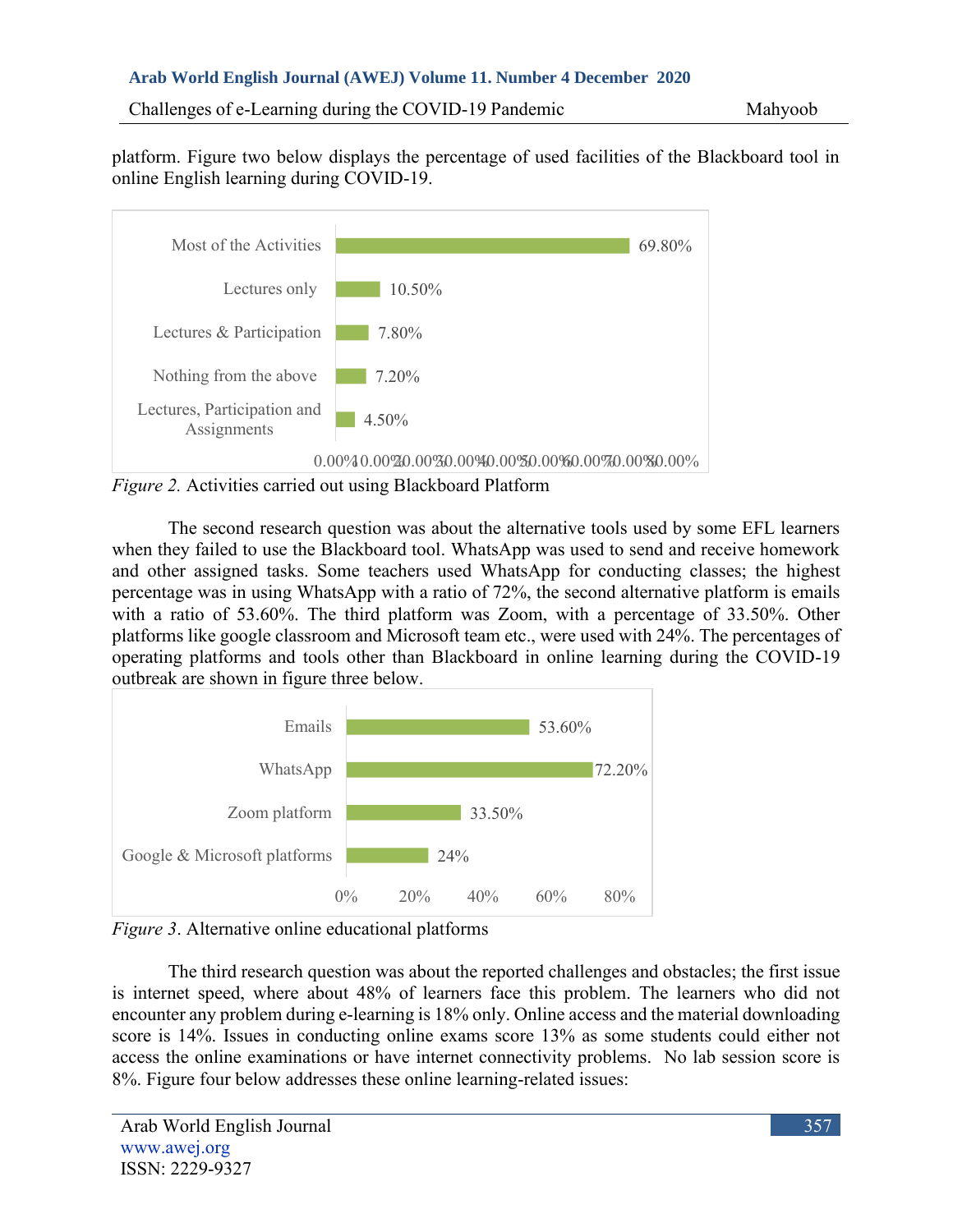platform. Figure two below displays the percentage of used facilities of the Blackboard tool in online English learning during COVID-19.

| Activity | Percentage |
| --- | --- |
| Most of the Activities | 69.80% |
| Lectures only | 10.50% |
| Lectures & Participation | 7.80% |
| Nothing from the above | 7.20% |
| Lectures, Participation and Assignments | 4.50% |

*Figure 2.* Activities carried out using Blackboard Platform

The second research question was about the alternative tools used by some EFL learners when they failed to use the Blackboard tool. WhatsApp was used to send and receive homework and other assigned tasks. Some teachers used WhatsApp for conducting classes; the highest percentage was in using WhatsApp with a ratio of 72%, the second alternative platform is emails with a ratio of 53.60%. The third platform was Zoom, with a percentage of 33.50%. Other platforms like google classroom and Microsoft team etc., were used with 24%. The percentages of operating platforms and tools other than Blackboard in online learning during the COVID-19 outbreak are shown in figure three below.

| Platform | Percentage |
| --- | --- |
| Emails | 53.60% |
| WhatsApp | 72.20% |
| Zoom platform | 33.50% |
| Google & Microsoft platforms | 24% |

*Figure 3*. Alternative online educational platforms

The third research question was about the reported challenges and obstacles; the first issue is internet speed, where about 48% of learners face this problem. The learners who did not encounter any problem during e-learning is 18% only. Online access and the material downloading score is 14%. Issues in conducting online exams score 13% as some students could either not access the online examinations or have internet connectivity problems. No lab session score is 8%. Figure four below addresses these online learning-related issues: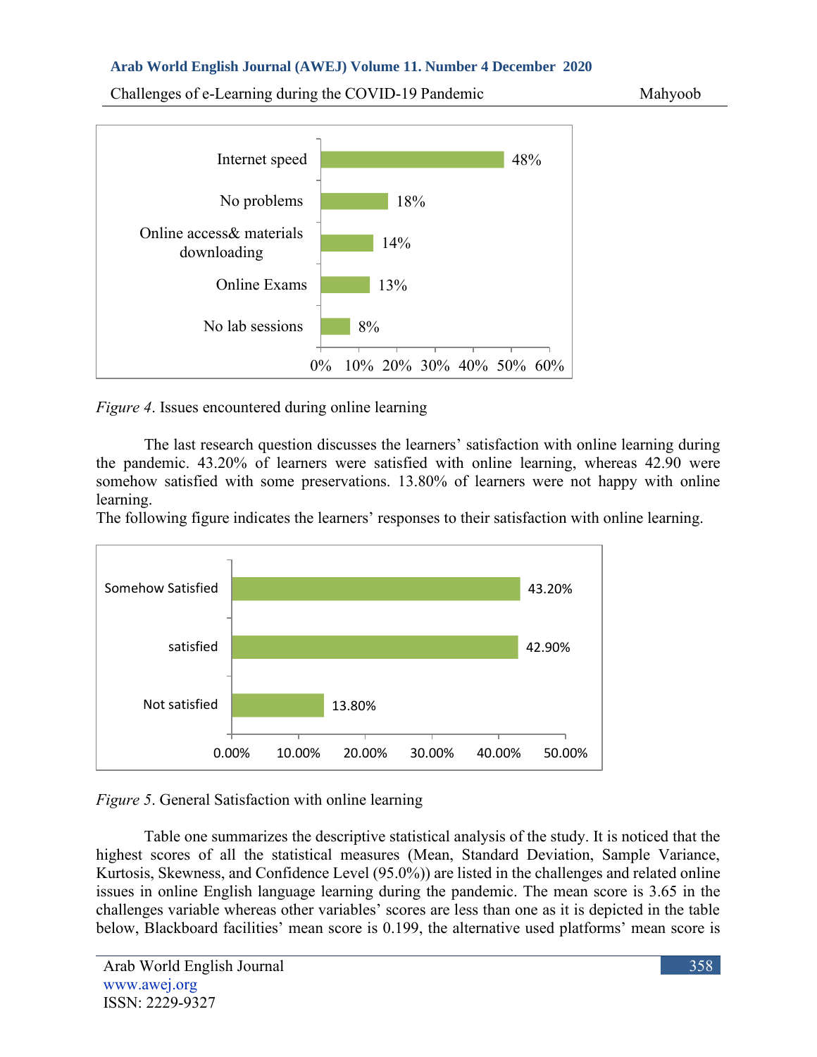| Issue | Percentage |
|---|---|
| Internet speed | 48% |
| No problems | 18% |
| Online access& materials downloading | 14% |
| Online Exams | 13% |
| No lab sessions | 8% |

*Figure 4*. Issues encountered during online learning

The last research question discusses the learners' satisfaction with online learning during the pandemic. 43.20% of learners were satisfied with online learning, whereas 42.90 were somehow satisfied with some preservations. 13.80% of learners were not happy with online learning.
The following figure indicates the learners' responses to their satisfaction with online learning.

| Satisfaction | Percentage |
|---|---|
| Somehow Satisfied | 43.20% |
| satisfied | 42.90% |
| Not satisfied | 13.80% |

*Figure 5*. General Satisfaction with online learning

Table one summarizes the descriptive statistical analysis of the study. It is noticed that the highest scores of all the statistical measures (Mean, Standard Deviation, Sample Variance, Kurtosis, Skewness, and Confidence Level (95.0%)) are listed in the challenges and related online issues in online English language learning during the pandemic. The mean score is 3.65 in the challenges variable whereas other variables' scores are less than one as it is depicted in the table below, Blackboard facilities' mean score is 0.199, the alternative used platforms' mean score is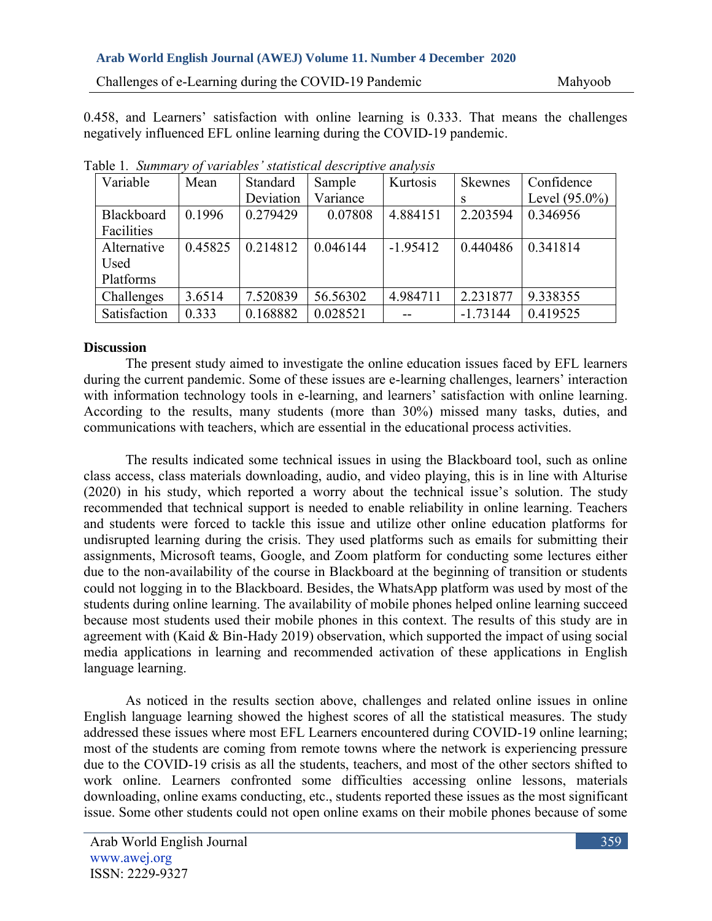0.458, and Learners' satisfaction with online learning is 0.333. That means the challenges negatively influenced EFL online learning during the COVID-19 pandemic.

Table 1. *Summary of variables' statistical descriptive analysis*

| Variable | Mean | Standard Deviation | Sample Variance | Kurtosis | Skewness | Confidence Level (95.0%) |
|---|---|---|---|---|---|---|
| Blackboard Facilities | 0.1996 | 0.279429 | 0.07808 | 4.884151 | 2.203594 | 0.346956 |
| Alternative Used Platforms | 0.45825 | 0.214812 | 0.046144 | -1.95412 | 0.440486 | 0.341814 |
| Challenges | 3.6514 | 7.520839 | 56.56302 | 4.984711 | 2.231877 | 9.338355 |
| Satisfaction | 0.333 | 0.168882 | 0.028521 | -- | -1.73144 | 0.419525 |

## Discussion

The present study aimed to investigate the online education issues faced by EFL learners during the current pandemic. Some of these issues are e-learning challenges, learners' interaction with information technology tools in e-learning, and learners' satisfaction with online learning. According to the results, many students (more than 30%) missed many tasks, duties, and communications with teachers, which are essential in the educational process activities.

The results indicated some technical issues in using the Blackboard tool, such as online class access, class materials downloading, audio, and video playing, this is in line with Alturise (2020) in his study, which reported a worry about the technical issue's solution. The study recommended that technical support is needed to enable reliability in online learning. Teachers and students were forced to tackle this issue and utilize other online education platforms for undisrupted learning during the crisis. They used platforms such as emails for submitting their assignments, Microsoft teams, Google, and Zoom platform for conducting some lectures either due to the non-availability of the course in Blackboard at the beginning of transition or students could not logging in to the Blackboard. Besides, the WhatsApp platform was used by most of the students during online learning. The availability of mobile phones helped online learning succeed because most students used their mobile phones in this context. The results of this study are in agreement with (Kaid & Bin-Hady 2019) observation, which supported the impact of using social media applications in learning and recommended activation of these applications in English language learning.

As noticed in the results section above, challenges and related online issues in online English language learning showed the highest scores of all the statistical measures. The study addressed these issues where most EFL Learners encountered during COVID-19 online learning; most of the students are coming from remote towns where the network is experiencing pressure due to the COVID-19 crisis as all the students, teachers, and most of the other sectors shifted to work online. Learners confronted some difficulties accessing online lessons, materials downloading, online exams conducting, etc., students reported these issues as the most significant issue. Some other students could not open online exams on their mobile phones because of some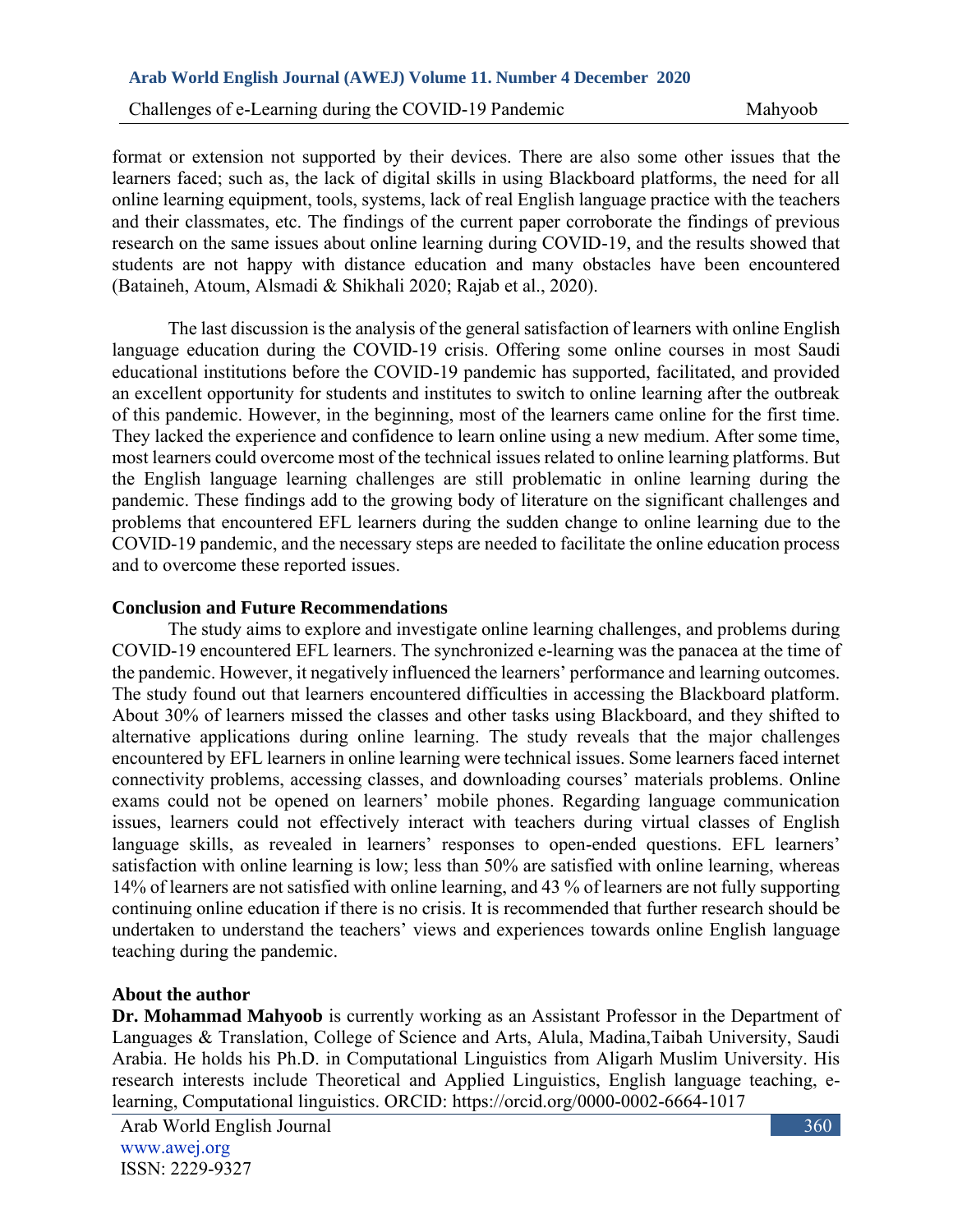format or extension not supported by their devices. There are also some other issues that the learners faced; such as, the lack of digital skills in using Blackboard platforms, the need for all online learning equipment, tools, systems, lack of real English language practice with the teachers and their classmates, etc. The findings of the current paper corroborate the findings of previous research on the same issues about online learning during COVID-19, and the results showed that students are not happy with distance education and many obstacles have been encountered (Bataineh, Atoum, Alsmadi & Shikhali 2020; Rajab et al., 2020).

The last discussion is the analysis of the general satisfaction of learners with online English language education during the COVID-19 crisis. Offering some online courses in most Saudi educational institutions before the COVID-19 pandemic has supported, facilitated, and provided an excellent opportunity for students and institutes to switch to online learning after the outbreak of this pandemic. However, in the beginning, most of the learners came online for the first time. They lacked the experience and confidence to learn online using a new medium. After some time, most learners could overcome most of the technical issues related to online learning platforms. But the English language learning challenges are still problematic in online learning during the pandemic. These findings add to the growing body of literature on the significant challenges and problems that encountered EFL learners during the sudden change to online learning due to the COVID-19 pandemic, and the necessary steps are needed to facilitate the online education process and to overcome these reported issues.

## Conclusion and Future Recommendations

The study aims to explore and investigate online learning challenges, and problems during COVID-19 encountered EFL learners. The synchronized e-learning was the panacea at the time of the pandemic. However, it negatively influenced the learners' performance and learning outcomes. The study found out that learners encountered difficulties in accessing the Blackboard platform. About 30% of learners missed the classes and other tasks using Blackboard, and they shifted to alternative applications during online learning. The study reveals that the major challenges encountered by EFL learners in online learning were technical issues. Some learners faced internet connectivity problems, accessing classes, and downloading courses' materials problems. Online exams could not be opened on learners' mobile phones. Regarding language communication issues, learners could not effectively interact with teachers during virtual classes of English language skills, as revealed in learners' responses to open-ended questions. EFL learners' satisfaction with online learning is low; less than 50% are satisfied with online learning, whereas 14% of learners are not satisfied with online learning, and 43 % of learners are not fully supporting continuing online education if there is no crisis. It is recommended that further research should be undertaken to understand the teachers' views and experiences towards online English language teaching during the pandemic.

## About the author

**Dr. Mohammad Mahyoob** is currently working as an Assistant Professor in the Department of Languages & Translation, College of Science and Arts, Alula, Madina,Taibah University, Saudi Arabia. He holds his Ph.D. in Computational Linguistics from Aligarh Muslim University. His research interests include Theoretical and Applied Linguistics, English language teaching, e-learning, Computational linguistics. ORCID: https://orcid.org/0000-0002-6664-1017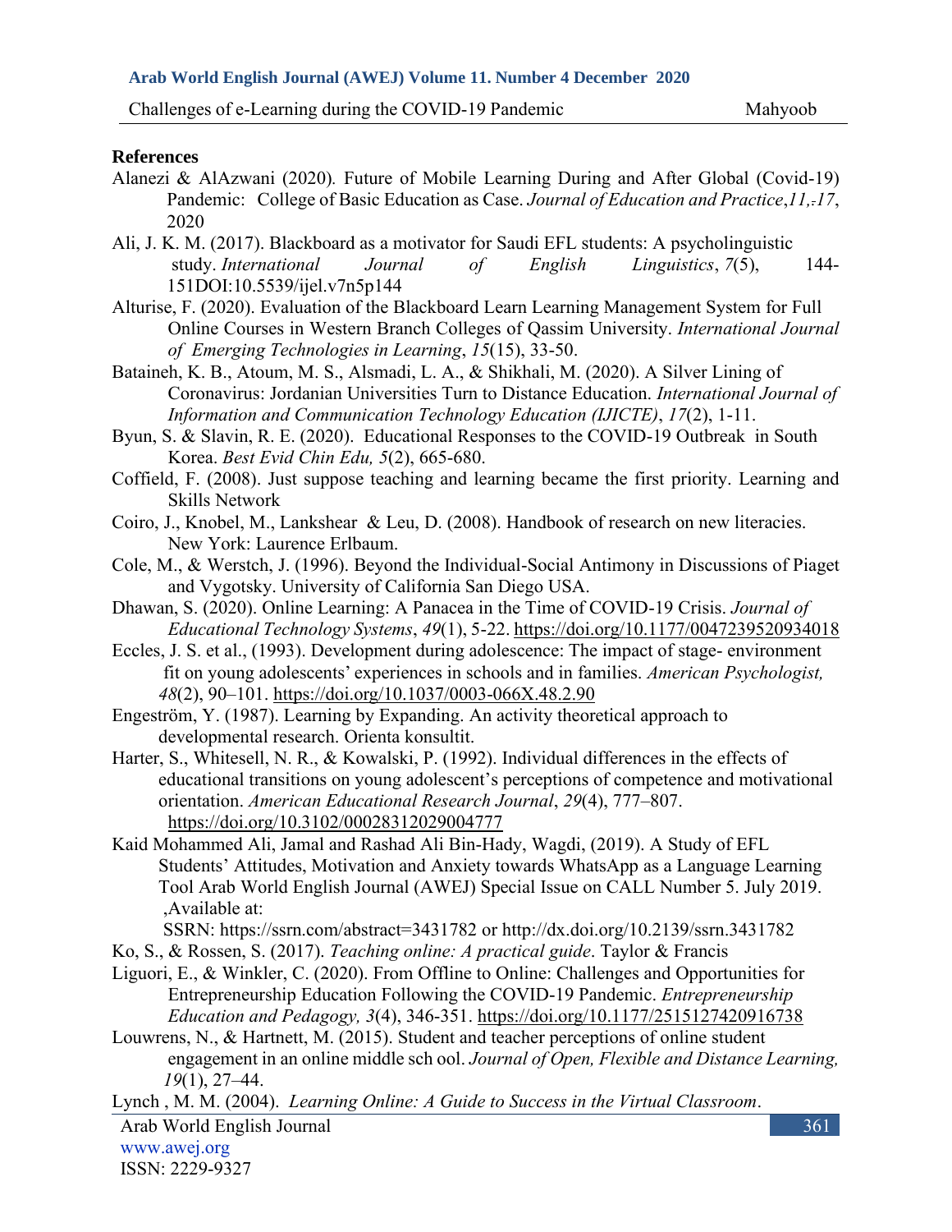**References**

Alanezi & AlAzwani (2020). Future of Mobile Learning During and After Global (Covid-19) Pandemic: College of Basic Education as Case. *Journal of Education and Practice*,*11,-17*, 2020

Ali, J. K. M. (2017). Blackboard as a motivator for Saudi EFL students: A psycholinguistic study. *International Journal of English Linguistics*, *7*(5), 144-151DOI:10.5539/ijel.v7n5p144

Alturise, F. (2020). Evaluation of the Blackboard Learn Learning Management System for Full Online Courses in Western Branch Colleges of Qassim University. *International Journal of Emerging Technologies in Learning*, *15*(15), 33-50.

Bataineh, K. B., Atoum, M. S., Alsmadi, L. A., & Shikhali, M. (2020). A Silver Lining of Coronavirus: Jordanian Universities Turn to Distance Education. *International Journal of Information and Communication Technology Education (IJICTE)*, *17*(2), 1-11.

Byun, S. & Slavin, R. E. (2020). Educational Responses to the COVID-19 Outbreak in South Korea. *Best Evid Chin Edu, 5*(2), 665-680.

Coffield, F. (2008). Just suppose teaching and learning became the first priority. Learning and Skills Network

Coiro, J., Knobel, M., Lankshear & Leu, D. (2008). Handbook of research on new literacies. New York: Laurence Erlbaum.

Cole, M., & Werstch, J. (1996). Beyond the Individual-Social Antimony in Discussions of Piaget and Vygotsky. University of California San Diego USA.

Dhawan, S. (2020). Online Learning: A Panacea in the Time of COVID-19 Crisis. *Journal of Educational Technology Systems*, *49*(1), 5-22. https://doi.org/10.1177/0047239520934018

Eccles, J. S. et al., (1993). Development during adolescence: The impact of stage- environment fit on young adolescents' experiences in schools and in families. *American Psychologist, 48*(2), 90–101. https://doi.org/10.1037/0003-066X.48.2.90

Engeström, Y. (1987). Learning by Expanding. An activity theoretical approach to developmental research. Orienta konsultit.

Harter, S., Whitesell, N. R., & Kowalski, P. (1992). Individual differences in the effects of educational transitions on young adolescent's perceptions of competence and motivational orientation. *American Educational Research Journal*, *29*(4), 777–807. https://doi.org/10.3102/00028312029004777

Kaid Mohammed Ali, Jamal and Rashad Ali Bin-Hady, Wagdi, (2019). A Study of EFL Students' Attitudes, Motivation and Anxiety towards WhatsApp as a Language Learning Tool Arab World English Journal (AWEJ) Special Issue on CALL Number 5. July 2019. ,Available at:
SSRN: https://ssrn.com/abstract=3431782 or http://dx.doi.org/10.2139/ssrn.3431782

Ko, S., & Rossen, S. (2017). *Teaching online: A practical guide*. Taylor & Francis

Liguori, E., & Winkler, C. (2020). From Offline to Online: Challenges and Opportunities for Entrepreneurship Education Following the COVID-19 Pandemic. *Entrepreneurship Education and Pedagogy, 3*(4), 346-351. https://doi.org/10.1177/2515127420916738

Louwrens, N., & Hartnett, M. (2015). Student and teacher perceptions of online student engagement in an online middle sch ool. *Journal of Open, Flexible and Distance Learning, 19*(1), 27–44.

Lynch , M. M. (2004). *Learning Online: A Guide to Success in the Virtual Classroom*.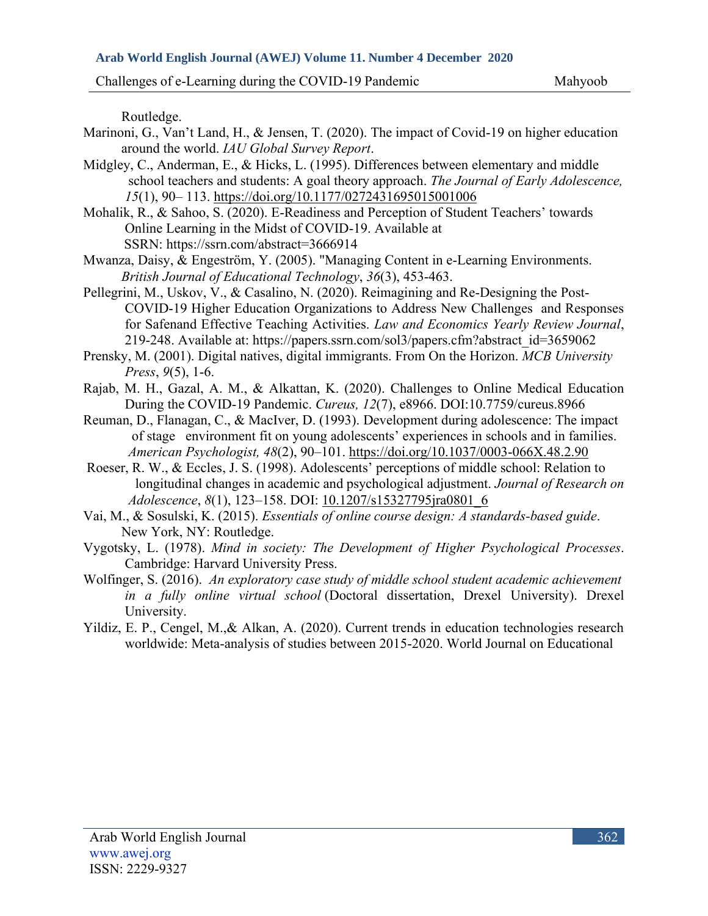Routledge.

Marinoni, G., Van't Land, H., & Jensen, T. (2020). The impact of Covid-19 on higher education around the world. *IAU Global Survey Report*.

Midgley, C., Anderman, E., & Hicks, L. (1995). Differences between elementary and middle school teachers and students: A goal theory approach. *The Journal of Early Adolescence, 15*(1), 90– 113. https://doi.org/10.1177/0272431695015001006

Mohalik, R., & Sahoo, S. (2020). E-Readiness and Perception of Student Teachers' towards Online Learning in the Midst of COVID-19. Available at SSRN: https://ssrn.com/abstract=3666914

Mwanza, Daisy, & Engeström, Y. (2005). "Managing Content in e-Learning Environments. *British Journal of Educational Technology*, *36*(3), 453-463.

Pellegrini, M., Uskov, V., & Casalino, N. (2020). Reimagining and Re-Designing the Post-COVID-19 Higher Education Organizations to Address New Challenges and Responses for Safenand Effective Teaching Activities. *Law and Economics Yearly Review Journal*, 219-248. Available at: https://papers.ssrn.com/sol3/papers.cfm?abstract_id=3659062

Prensky, M. (2001). Digital natives, digital immigrants. From On the Horizon. *MCB University Press*, *9*(5), 1-6.

Rajab, M. H., Gazal, A. M., & Alkattan, K. (2020). Challenges to Online Medical Education During the COVID-19 Pandemic. *Cureus, 12*(7), e8966. DOI:10.7759/cureus.8966

Reuman, D., Flanagan, C., & MacIver, D. (1993). Development during adolescence: The impact of stage environment fit on young adolescents' experiences in schools and in families. *American Psychologist, 48*(2), 90–101. https://doi.org/10.1037/0003-066X.48.2.90

Roeser, R. W., & Eccles, J. S. (1998). Adolescents' perceptions of middle school: Relation to longitudinal changes in academic and psychological adjustment. *Journal of Research on Adolescence*, *8*(1), 123–158. DOI: 10.1207/s15327795jra0801_6

Vai, M., & Sosulski, K. (2015). *Essentials of online course design: A standards-based guide*. New York, NY: Routledge.

Vygotsky, L. (1978). *Mind in society: The Development of Higher Psychological Processes*. Cambridge: Harvard University Press.

Wolfinger, S. (2016). *An exploratory case study of middle school student academic achievement in a fully online virtual school* (Doctoral dissertation, Drexel University). Drexel University.

Yildiz, E. P., Cengel, M.,& Alkan, A. (2020). Current trends in education technologies research worldwide: Meta-analysis of studies between 2015-2020. World Journal on Educational